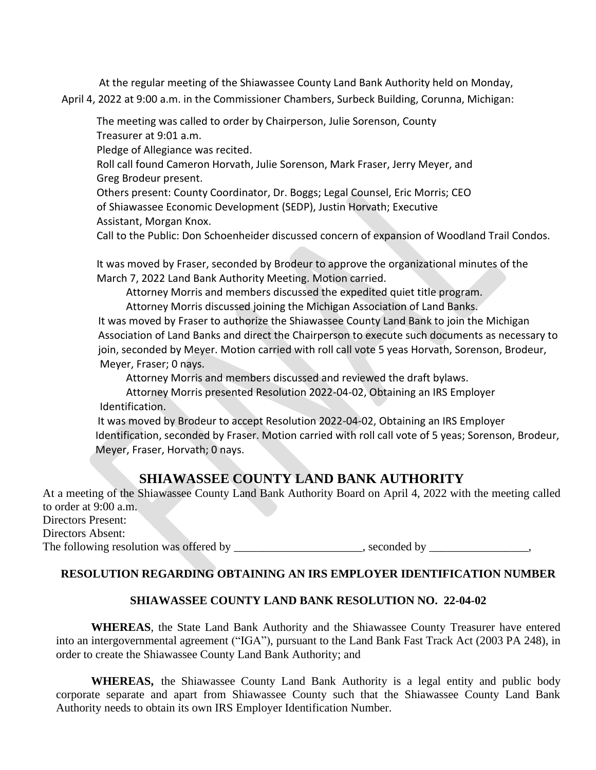At the regular meeting of the Shiawassee County Land Bank Authority held on Monday, April 4, 2022 at 9:00 a.m. in the Commissioner Chambers, Surbeck Building, Corunna, Michigan:

The meeting was called to order by Chairperson, Julie Sorenson, County Treasurer at 9:01 a.m.

Pledge of Allegiance was recited.

Roll call found Cameron Horvath, Julie Sorenson, Mark Fraser, Jerry Meyer, and Greg Brodeur present.

Others present: County Coordinator, Dr. Boggs; Legal Counsel, Eric Morris; CEO of Shiawassee Economic Development (SEDP), Justin Horvath; Executive Assistant, Morgan Knox.

Call to the Public: Don Schoenheider discussed concern of expansion of Woodland Trail Condos.

It was moved by Fraser, seconded by Brodeur to approve the organizational minutes of the March 7, 2022 Land Bank Authority Meeting. Motion carried.

Attorney Morris and members discussed the expedited quiet title program.

Attorney Morris discussed joining the Michigan Association of Land Banks.

It was moved by Fraser to authorize the Shiawassee County Land Bank to join the Michigan Association of Land Banks and direct the Chairperson to execute such documents as necessary to join, seconded by Meyer. Motion carried with roll call vote 5 yeas Horvath, Sorenson, Brodeur, Meyer, Fraser; 0 nays.

Attorney Morris and members discussed and reviewed the draft bylaws.

Attorney Morris presented Resolution 2022-04-02, Obtaining an IRS Employer Identification.

It was moved by Brodeur to accept Resolution 2022-04-02, Obtaining an IRS Employer Identification, seconded by Fraser. Motion carried with roll call vote of 5 yeas; Sorenson, Brodeur, Meyer, Fraser, Horvath; 0 nays.

## SHIAWASSEE COUNTY LAND BANK AUTHORITY

At a meeting of the Shiawassee County Land Bank Authority Board on April 4, 2022 with the meeting called to order at 9:00 a.m.

Directors Present:

Directors Absent:

The following resolution was offered by ______________________, seconded by _________________,

### RESOLUTION REGARDING OBTAINING AN IRS EMPLOYER IDENTIFICATION NUMBER

### SHIAWASSEE COUNTY LAND BANK RESOLUTION NO. 22-04-02

**WHEREAS**, the State Land Bank Authority and the Shiawassee County Treasurer have entered into an intergovernmental agreement ("IGA"), pursuant to the Land Bank Fast Track Act (2003 PA 248), in order to create the Shiawassee County Land Bank Authority; and

**WHEREAS,** the Shiawassee County Land Bank Authority is a legal entity and public body corporate separate and apart from Shiawassee County such that the Shiawassee County Land Bank Authority needs to obtain its own IRS Employer Identification Number.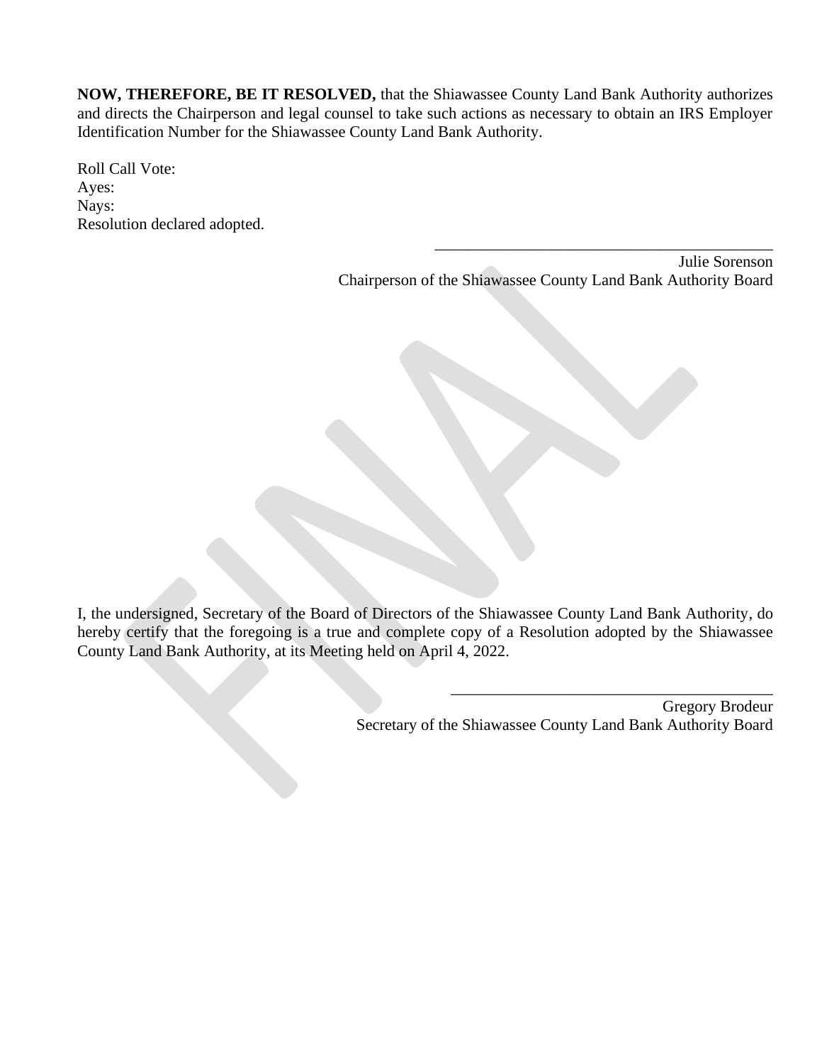**NOW, THEREFORE, BE IT RESOLVED,** that the Shiawassee County Land Bank Authority authorizes and directs the Chairperson and legal counsel to take such actions as necessary to obtain an IRS Employer Identification Number for the Shiawassee County Land Bank Authority.

Roll Call Vote:
Ayes:
Nays:
Resolution declared adopted.

\_\_\_\_\_\_\_\_\_\_\_\_\_\_\_\_\_\_\_\_\_\_\_\_\_\_\_\_\_\_\_\_\_\_\_\_\_\_\_\_\_\_
Julie Sorenson
Chairperson of the Shiawassee County Land Bank Authority Board

FINAL

I, the undersigned, Secretary of the Board of Directors of the Shiawassee County Land Bank Authority, do hereby certify that the foregoing is a true and complete copy of a Resolution adopted by the Shiawassee County Land Bank Authority, at its Meeting held on April 4, 2022.

\_\_\_\_\_\_\_\_\_\_\_\_\_\_\_\_\_\_\_\_\_\_\_\_\_\_\_\_\_\_\_\_\_\_\_\_\_\_\_\_\_\_
Gregory Brodeur
Secretary of the Shiawassee County Land Bank Authority Board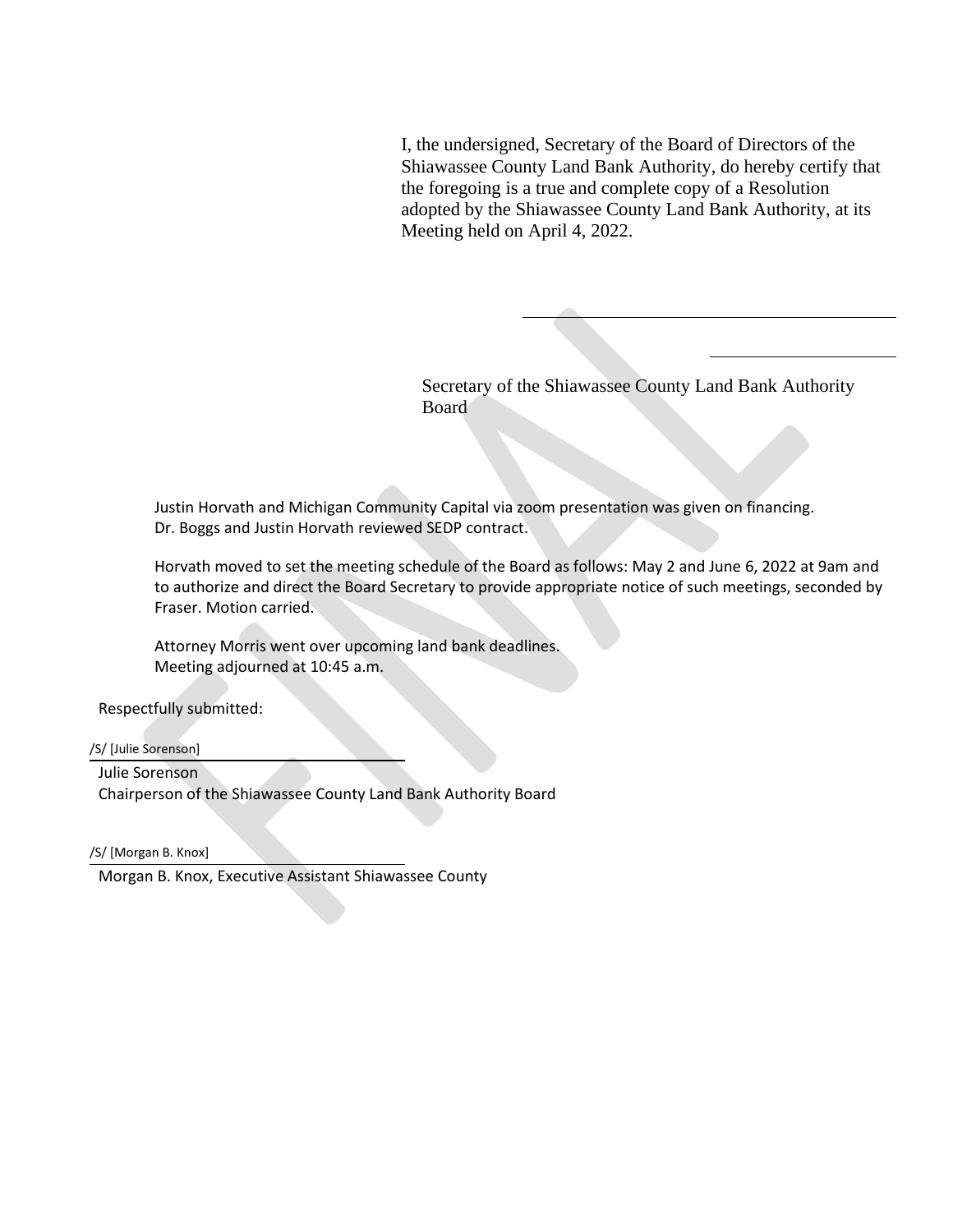I, the undersigned, Secretary of the Board of Directors of the Shiawassee County Land Bank Authority, do hereby certify that the foregoing is a true and complete copy of a Resolution adopted by the Shiawassee County Land Bank Authority, at its Meeting held on April 4, 2022.

\_\_\_\_\_\_\_\_\_\_\_\_\_\_\_\_\_\_\_\_\_\_\_\_\_\_\_\_\_\_\_\_\_\_\_\_\_\_\_\_

\_\_\_\_\_\_\_\_\_\_\_\_\_\_\_\_\_\_\_\_

Secretary of the Shiawassee County Land Bank Authority Board

Justin Horvath and Michigan Community Capital via zoom presentation was given on financing.
Dr. Boggs and Justin Horvath reviewed SEDP contract.

Horvath moved to set the meeting schedule of the Board as follows: May 2 and June 6, 2022 at 9am and to authorize and direct the Board Secretary to provide appropriate notice of such meetings, seconded by Fraser. Motion carried.

Attorney Morris went over upcoming land bank deadlines.
Meeting adjourned at 10:45 a.m.

Respectfully submitted:

/S/ [Julie Sorenson]

Julie Sorenson
Chairperson of the Shiawassee County Land Bank Authority Board

/S/ [Morgan B. Knox]

Morgan B. Knox, Executive Assistant Shiawassee County